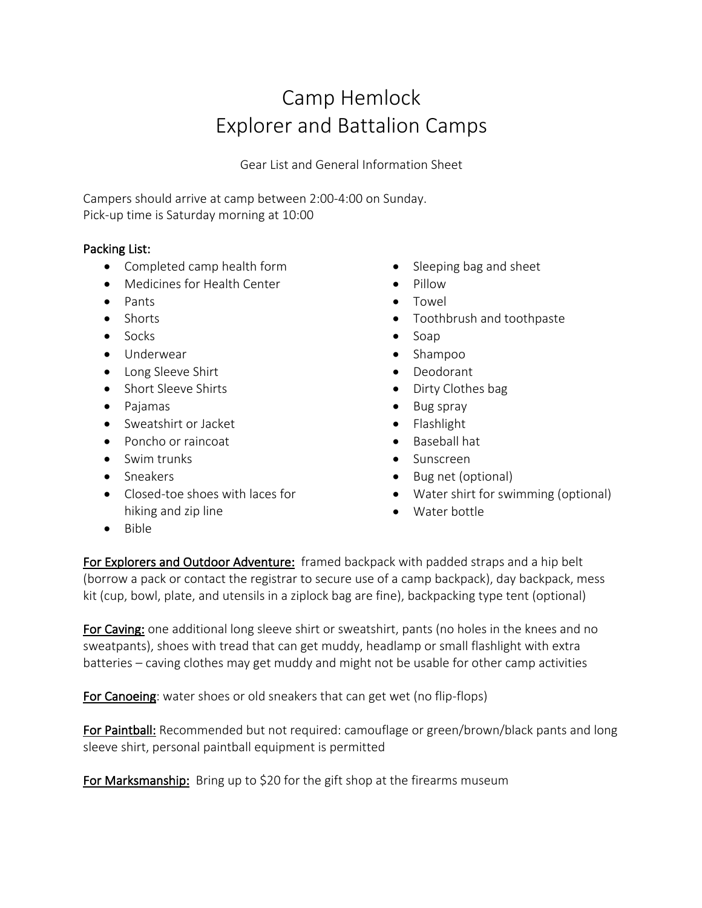# Camp Hemlock
# Explorer and Battalion Camps

Gear List and General Information Sheet

Campers should arrive at camp between 2:00-4:00 on Sunday.
Pick-up time is Saturday morning at 10:00

**Packing List:**

- Completed camp health form
- Medicines for Health Center
- Pants
- Shorts
- Socks
- Underwear
- Long Sleeve Shirt
- Short Sleeve Shirts
- Pajamas
- Sweatshirt or Jacket
- Poncho or raincoat
- Swim trunks
- Sneakers
- Closed-toe shoes with laces for hiking and zip line
- Bible
- Sleeping bag and sheet
- Pillow
- Towel
- Toothbrush and toothpaste
- Soap
- Shampoo
- Deodorant
- Dirty Clothes bag
- Bug spray
- Flashlight
- Baseball hat
- Sunscreen
- Bug net (optional)
- Water shirt for swimming (optional)
- Water bottle

**For Explorers and Outdoor Adventure:** framed backpack with padded straps and a hip belt (borrow a pack or contact the registrar to secure use of a camp backpack), day backpack, mess kit (cup, bowl, plate, and utensils in a ziplock bag are fine), backpacking type tent (optional)

**For Caving:** one additional long sleeve shirt or sweatshirt, pants (no holes in the knees and no sweatpants), shoes with tread that can get muddy, headlamp or small flashlight with extra batteries – caving clothes may get muddy and might not be usable for other camp activities

**For Canoeing**: water shoes or old sneakers that can get wet (no flip-flops)

**For Paintball:** Recommended but not required: camouflage or green/brown/black pants and long sleeve shirt, personal paintball equipment is permitted

**For Marksmanship:** Bring up to $20 for the gift shop at the firearms museum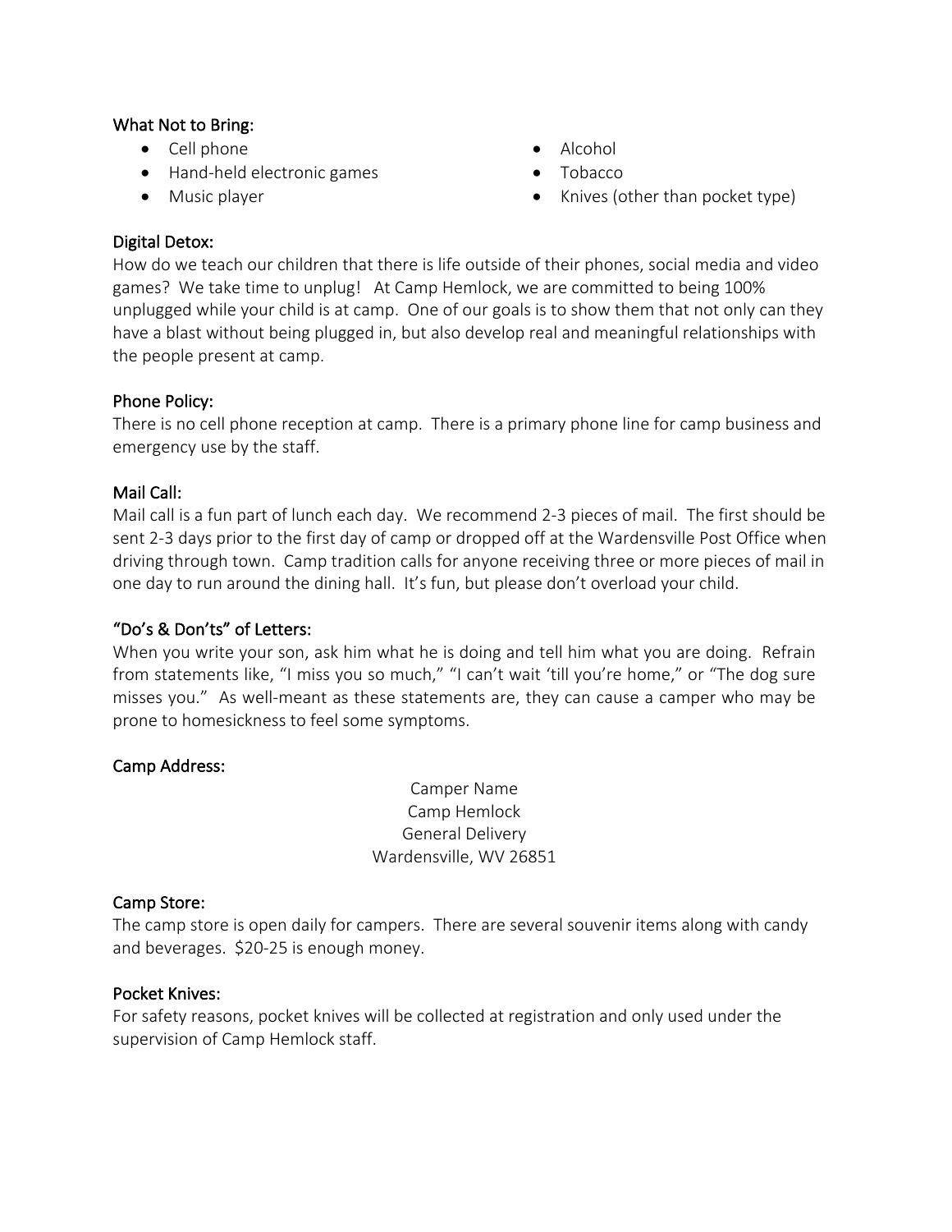## What Not to Bring:

- Cell phone
- Hand-held electronic games
- Music player
- Alcohol
- Tobacco
- Knives (other than pocket type)

## Digital Detox:

How do we teach our children that there is life outside of their phones, social media and video games? We take time to unplug! At Camp Hemlock, we are committed to being 100% unplugged while your child is at camp. One of our goals is to show them that not only can they have a blast without being plugged in, but also develop real and meaningful relationships with the people present at camp.

## Phone Policy:

There is no cell phone reception at camp. There is a primary phone line for camp business and emergency use by the staff.

## Mail Call:

Mail call is a fun part of lunch each day. We recommend 2-3 pieces of mail. The first should be sent 2-3 days prior to the first day of camp or dropped off at the Wardensville Post Office when driving through town. Camp tradition calls for anyone receiving three or more pieces of mail in one day to run around the dining hall. It's fun, but please don't overload your child.

## "Do's & Don'ts" of Letters:

When you write your son, ask him what he is doing and tell him what you are doing. Refrain from statements like, "I miss you so much," "I can't wait 'till you're home," or "The dog sure misses you." As well-meant as these statements are, they can cause a camper who may be prone to homesickness to feel some symptoms.

## Camp Address:

Camper Name
Camp Hemlock
General Delivery
Wardensville, WV 26851

## Camp Store:

The camp store is open daily for campers. There are several souvenir items along with candy and beverages. $20-25 is enough money.

## Pocket Knives:

For safety reasons, pocket knives will be collected at registration and only used under the supervision of Camp Hemlock staff.